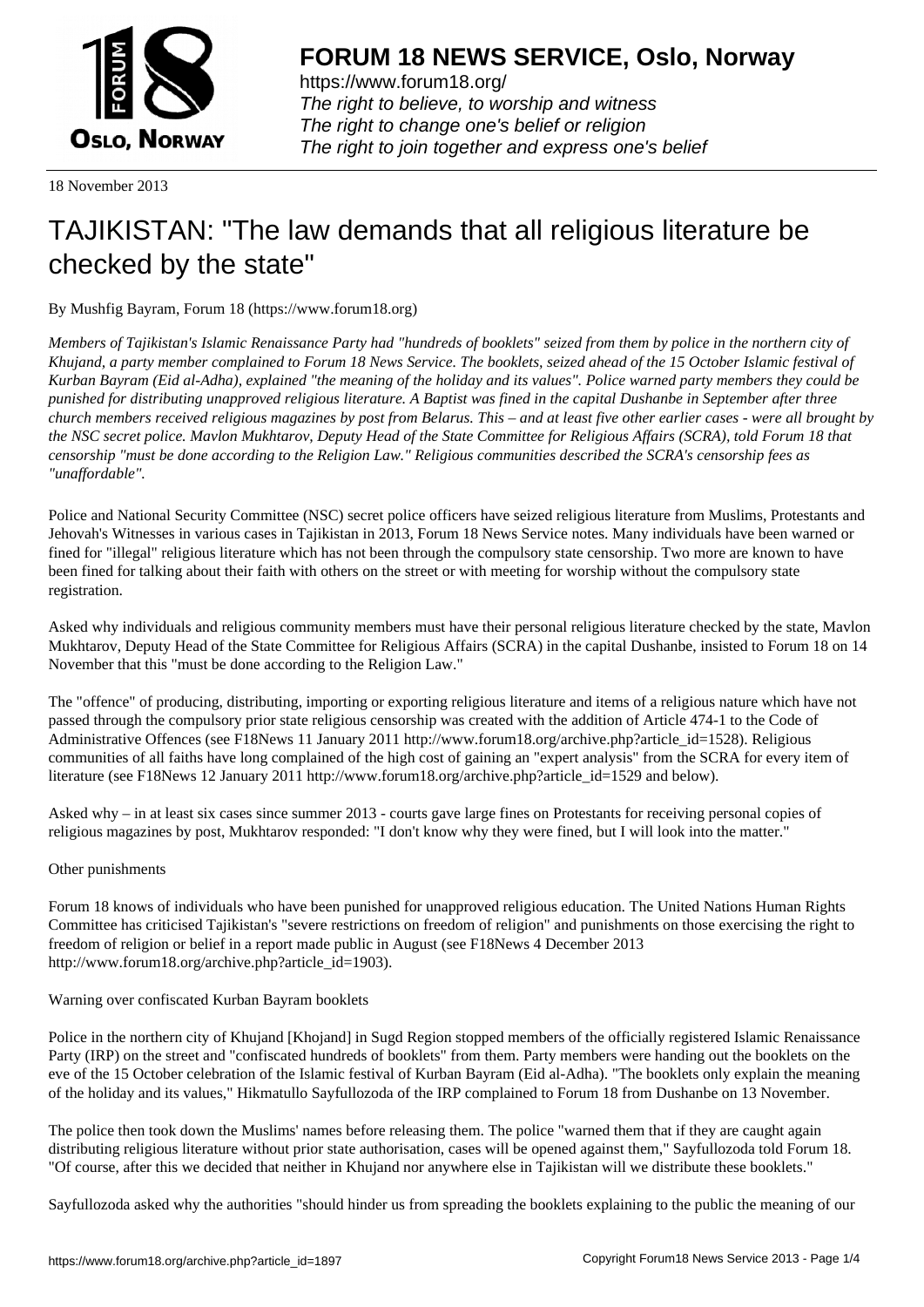**FORUM 18 NEWS SERVICE, Oslo, Norway**

https://www.forum18.org/
*The right to believe, to worship and witness*
*The right to change one's belief or religion*
*The right to join together and express one's belief*

18 November 2013

# TAJIKISTAN: "The law demands that all religious literature be checked by the state"

By Mushfig Bayram, Forum 18 (https://www.forum18.org)

*Members of Tajikistan's Islamic Renaissance Party had "hundreds of booklets" seized from them by police in the northern city of Khujand, a party member complained to Forum 18 News Service. The booklets, seized ahead of the 15 October Islamic festival of Kurban Bayram (Eid al-Adha), explained "the meaning of the holiday and its values". Police warned party members they could be punished for distributing unapproved religious literature. A Baptist was fined in the capital Dushanbe in September after three church members received religious magazines by post from Belarus. This – and at least five other earlier cases - were all brought by the NSC secret police. Mavlon Mukhtarov, Deputy Head of the State Committee for Religious Affairs (SCRA), told Forum 18 that censorship "must be done according to the Religion Law." Religious communities described the SCRA's censorship fees as "unaffordable".*

Police and National Security Committee (NSC) secret police officers have seized religious literature from Muslims, Protestants and Jehovah's Witnesses in various cases in Tajikistan in 2013, Forum 18 News Service notes. Many individuals have been warned or fined for "illegal" religious literature which has not been through the compulsory state censorship. Two more are known to have been fined for talking about their faith with others on the street or with meeting for worship without the compulsory state registration.

Asked why individuals and religious community members must have their personal religious literature checked by the state, Mavlon Mukhtarov, Deputy Head of the State Committee for Religious Affairs (SCRA) in the capital Dushanbe, insisted to Forum 18 on 14 November that this "must be done according to the Religion Law."

The "offence" of producing, distributing, importing or exporting religious literature and items of a religious nature which have not passed through the compulsory prior state religious censorship was created with the addition of Article 474-1 to the Code of Administrative Offences (see F18News 11 January 2011 http://www.forum18.org/archive.php?article_id=1528). Religious communities of all faiths have long complained of the high cost of gaining an "expert analysis" from the SCRA for every item of literature (see F18News 12 January 2011 http://www.forum18.org/archive.php?article_id=1529 and below).

Asked why – in at least six cases since summer 2013 - courts gave large fines on Protestants for receiving personal copies of religious magazines by post, Mukhtarov responded: "I don't know why they were fined, but I will look into the matter."

## Other punishments

Forum 18 knows of individuals who have been punished for unapproved religious education. The United Nations Human Rights Committee has criticised Tajikistan's "severe restrictions on freedom of religion" and punishments on those exercising the right to freedom of religion or belief in a report made public in August (see F18News 4 December 2013 http://www.forum18.org/archive.php?article_id=1903).

## Warning over confiscated Kurban Bayram booklets

Police in the northern city of Khujand [Khojand] in Sugd Region stopped members of the officially registered Islamic Renaissance Party (IRP) on the street and "confiscated hundreds of booklets" from them. Party members were handing out the booklets on the eve of the 15 October celebration of the Islamic festival of Kurban Bayram (Eid al-Adha). "The booklets only explain the meaning of the holiday and its values," Hikmatullo Sayfullozoda of the IRP complained to Forum 18 from Dushanbe on 13 November.

The police then took down the Muslims' names before releasing them. The police "warned them that if they are caught again distributing religious literature without prior state authorisation, cases will be opened against them," Sayfullozoda told Forum 18. "Of course, after this we decided that neither in Khujand nor anywhere else in Tajikistan will we distribute these booklets."

Sayfullozoda asked why the authorities "should hinder us from spreading the booklets explaining to the public the meaning of our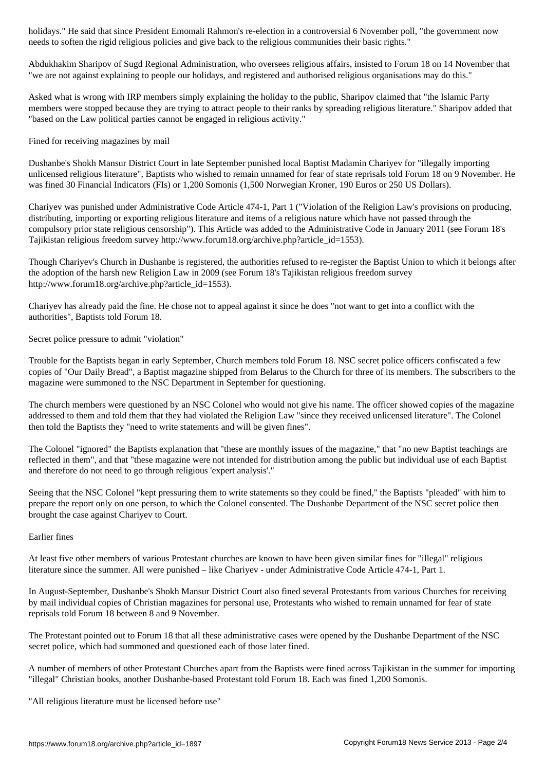holidays." He said that since President Emomali Rahmon's re-election in a controversial 6 November poll, "the government now needs to soften the rigid religious policies and give back to the religious communities their basic rights."

Abdukhakim Sharipov of Sugd Regional Administration, who oversees religious affairs, insisted to Forum 18 on 14 November that "we are not against explaining to people our holidays, and registered and authorised religious organisations may do this."

Asked what is wrong with IRP members simply explaining the holiday to the public, Sharipov claimed that "the Islamic Party members were stopped because they are trying to attract people to their ranks by spreading religious literature." Sharipov added that "based on the Law political parties cannot be engaged in religious activity."

## Fined for receiving magazines by mail

Dushanbe's Shokh Mansur District Court in late September punished local Baptist Madamin Chariyev for "illegally importing unlicensed religious literature", Baptists who wished to remain unnamed for fear of state reprisals told Forum 18 on 9 November. He was fined 30 Financial Indicators (FIs) or 1,200 Somonis (1,500 Norwegian Kroner, 190 Euros or 250 US Dollars).

Chariyev was punished under Administrative Code Article 474-1, Part 1 ("Violation of the Religion Law's provisions on producing, distributing, importing or exporting religious literature and items of a religious nature which have not passed through the compulsory prior state religious censorship"). This Article was added to the Administrative Code in January 2011 (see Forum 18's Tajikistan religious freedom survey http://www.forum18.org/archive.php?article_id=1553).

Though Chariyev's Church in Dushanbe is registered, the authorities refused to re-register the Baptist Union to which it belongs after the adoption of the harsh new Religion Law in 2009 (see Forum 18's Tajikistan religious freedom survey http://www.forum18.org/archive.php?article_id=1553).

Chariyev has already paid the fine. He chose not to appeal against it since he does "not want to get into a conflict with the authorities", Baptists told Forum 18.

## Secret police pressure to admit "violation"

Trouble for the Baptists began in early September, Church members told Forum 18. NSC secret police officers confiscated a few copies of "Our Daily Bread", a Baptist magazine shipped from Belarus to the Church for three of its members. The subscribers to the magazine were summoned to the NSC Department in September for questioning.

The church members were questioned by an NSC Colonel who would not give his name. The officer showed copies of the magazine addressed to them and told them that they had violated the Religion Law "since they received unlicensed literature". The Colonel then told the Baptists they "need to write statements and will be given fines".

The Colonel "ignored" the Baptists explanation that "these are monthly issues of the magazine," that "no new Baptist teachings are reflected in them", and that "these magazine were not intended for distribution among the public but individual use of each Baptist and therefore do not need to go through religious 'expert analysis'."

Seeing that the NSC Colonel "kept pressuring them to write statements so they could be fined," the Baptists "pleaded" with him to prepare the report only on one person, to which the Colonel consented. The Dushanbe Department of the NSC secret police then brought the case against Chariyev to Court.

## Earlier fines

At least five other members of various Protestant churches are known to have been given similar fines for "illegal" religious literature since the summer. All were punished – like Chariyev - under Administrative Code Article 474-1, Part 1.

In August-September, Dushanbe's Shokh Mansur District Court also fined several Protestants from various Churches for receiving by mail individual copies of Christian magazines for personal use, Protestants who wished to remain unnamed for fear of state reprisals told Forum 18 between 8 and 9 November.

The Protestant pointed out to Forum 18 that all these administrative cases were opened by the Dushanbe Department of the NSC secret police, which had summoned and questioned each of those later fined.

A number of members of other Protestant Churches apart from the Baptists were fined across Tajikistan in the summer for importing "illegal" Christian books, another Dushanbe-based Protestant told Forum 18. Each was fined 1,200 Somonis.

## "All religious literature must be licensed before use"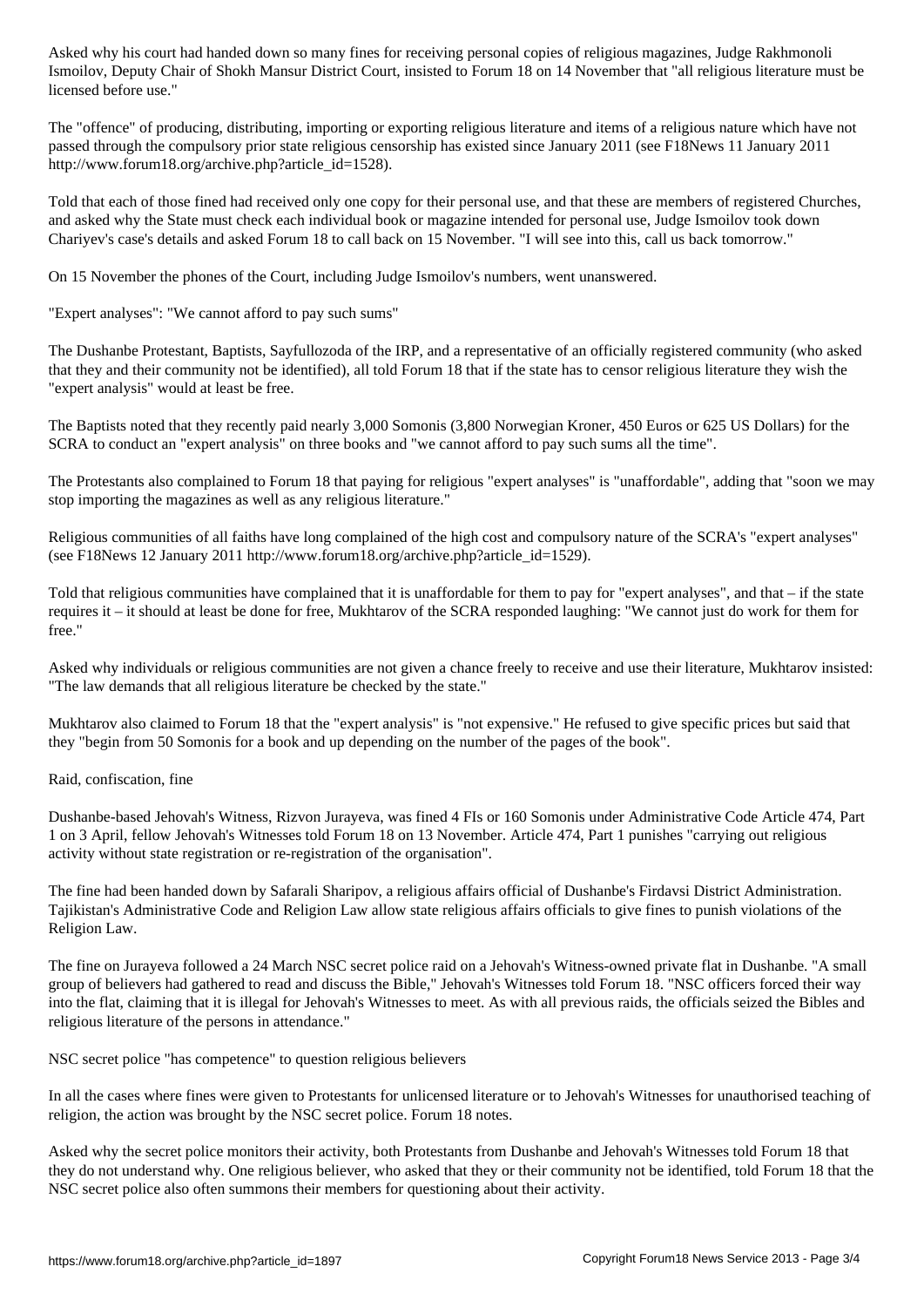Asked why his court had handed down so many fines for receiving personal copies of religious magazines, Judge Rakhmonoli Ismoilov, Deputy Chair of Shokh Mansur District Court, insisted to Forum 18 on 14 November that "all religious literature must be licensed before use."

The "offence" of producing, distributing, importing or exporting religious literature and items of a religious nature which have not passed through the compulsory prior state religious censorship has existed since January 2011 (see F18News 11 January 2011 http://www.forum18.org/archive.php?article_id=1528).

Told that each of those fined had received only one copy for their personal use, and that these are members of registered Churches, and asked why the State must check each individual book or magazine intended for personal use, Judge Ismoilov took down Chariyev's case's details and asked Forum 18 to call back on 15 November. "I will see into this, call us back tomorrow."

On 15 November the phones of the Court, including Judge Ismoilov's numbers, went unanswered.

## "Expert analyses": "We cannot afford to pay such sums"

The Dushanbe Protestant, Baptists, Sayfullozoda of the IRP, and a representative of an officially registered community (who asked that they and their community not be identified), all told Forum 18 that if the state has to censor religious literature they wish the "expert analysis" would at least be free.

The Baptists noted that they recently paid nearly 3,000 Somonis (3,800 Norwegian Kroner, 450 Euros or 625 US Dollars) for the SCRA to conduct an "expert analysis" on three books and "we cannot afford to pay such sums all the time".

The Protestants also complained to Forum 18 that paying for religious "expert analyses" is "unaffordable", adding that "soon we may stop importing the magazines as well as any religious literature."

Religious communities of all faiths have long complained of the high cost and compulsory nature of the SCRA's "expert analyses" (see F18News 12 January 2011 http://www.forum18.org/archive.php?article_id=1529).

Told that religious communities have complained that it is unaffordable for them to pay for "expert analyses", and that – if the state requires it – it should at least be done for free, Mukhtarov of the SCRA responded laughing: "We cannot just do work for them for free."

Asked why individuals or religious communities are not given a chance freely to receive and use their literature, Mukhtarov insisted: "The law demands that all religious literature be checked by the state."

Mukhtarov also claimed to Forum 18 that the "expert analysis" is "not expensive." He refused to give specific prices but said that they "begin from 50 Somonis for a book and up depending on the number of the pages of the book".

## Raid, confiscation, fine

Dushanbe-based Jehovah's Witness, Rizvon Jurayeva, was fined 4 FIs or 160 Somonis under Administrative Code Article 474, Part 1 on 3 April, fellow Jehovah's Witnesses told Forum 18 on 13 November. Article 474, Part 1 punishes "carrying out religious activity without state registration or re-registration of the organisation".

The fine had been handed down by Safarali Sharipov, a religious affairs official of Dushanbe's Firdavsi District Administration. Tajikistan's Administrative Code and Religion Law allow state religious affairs officials to give fines to punish violations of the Religion Law.

The fine on Jurayeva followed a 24 March NSC secret police raid on a Jehovah's Witness-owned private flat in Dushanbe. "A small group of believers had gathered to read and discuss the Bible," Jehovah's Witnesses told Forum 18. "NSC officers forced their way into the flat, claiming that it is illegal for Jehovah's Witnesses to meet. As with all previous raids, the officials seized the Bibles and religious literature of the persons in attendance."

## NSC secret police "has competence" to question religious believers

In all the cases where fines were given to Protestants for unlicensed literature or to Jehovah's Witnesses for unauthorised teaching of religion, the action was brought by the NSC secret police. Forum 18 notes.

Asked why the secret police monitors their activity, both Protestants from Dushanbe and Jehovah's Witnesses told Forum 18 that they do not understand why. One religious believer, who asked that they or their community not be identified, told Forum 18 that the NSC secret police also often summons their members for questioning about their activity.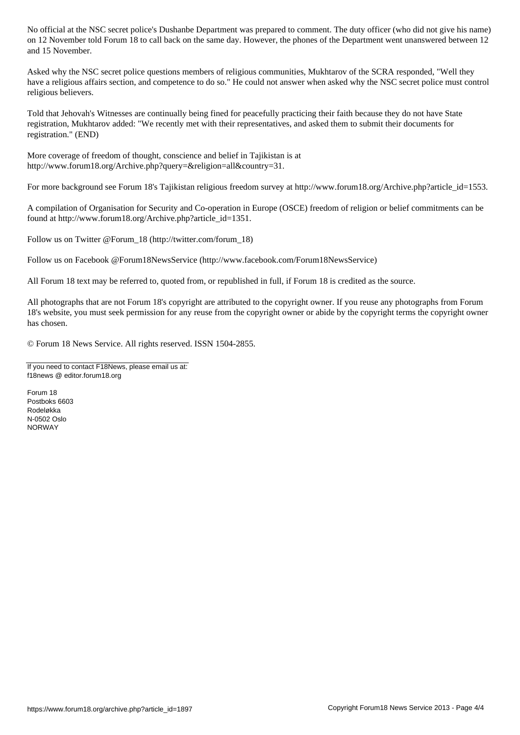No official at the NSC secret police's Dushanbe Department was prepared to comment. The duty officer (who did not give his name) on 12 November told Forum 18 to call back on the same day. However, the phones of the Department went unanswered between 12 and 15 November.

Asked why the NSC secret police questions members of religious communities, Mukhtarov of the SCRA responded, "Well they have a religious affairs section, and competence to do so." He could not answer when asked why the NSC secret police must control religious believers.

Told that Jehovah's Witnesses are continually being fined for peacefully practicing their faith because they do not have State registration, Mukhtarov added: "We recently met with their representatives, and asked them to submit their documents for registration." (END)

More coverage of freedom of thought, conscience and belief in Tajikistan is at http://www.forum18.org/Archive.php?query=&religion=all&country=31.

For more background see Forum 18's Tajikistan religious freedom survey at http://www.forum18.org/Archive.php?article_id=1553.

A compilation of Organisation for Security and Co-operation in Europe (OSCE) freedom of religion or belief commitments can be found at http://www.forum18.org/Archive.php?article_id=1351.

Follow us on Twitter @Forum_18 (http://twitter.com/forum_18)

Follow us on Facebook @Forum18NewsService (http://www.facebook.com/Forum18NewsService)

All Forum 18 text may be referred to, quoted from, or republished in full, if Forum 18 is credited as the source.

All photographs that are not Forum 18's copyright are attributed to the copyright owner. If you reuse any photographs from Forum 18's website, you must seek permission for any reuse from the copyright owner or abide by the copyright terms the copyright owner has chosen.

© Forum 18 News Service. All rights reserved. ISSN 1504-2855.

If you need to contact F18News, please email us at:
f18news @ editor.forum18.org

Forum 18
Postboks 6603
Rodeløkka
N-0502 Oslo
NORWAY